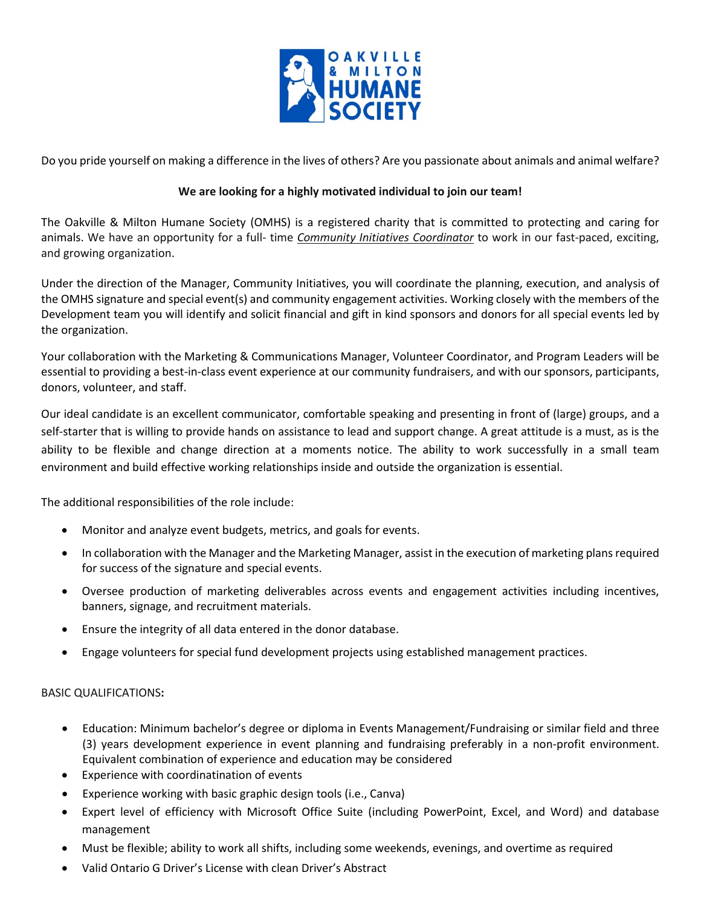Do you pride yourself on making a difference in the lives of others? Are you passionate about animals and animal welfare?

**We are looking for a highly motivated individual to join our team!**

The Oakville & Milton Humane Society (OMHS) is a registered charity that is committed to protecting and caring for animals. We have an opportunity for a full- time ***Community Initiatives Coordinator*** to work in our fast-paced, exciting, and growing organization.

Under the direction of the Manager, Community Initiatives, you will coordinate the planning, execution, and analysis of the OMHS signature and special event(s) and community engagement activities. Working closely with the members of the Development team you will identify and solicit financial and gift in kind sponsors and donors for all special events led by the organization.

Your collaboration with the Marketing & Communications Manager, Volunteer Coordinator, and Program Leaders will be essential to providing a best-in-class event experience at our community fundraisers, and with our sponsors, participants, donors, volunteer, and staff.

Our ideal candidate is an excellent communicator, comfortable speaking and presenting in front of (large) groups, and a self-starter that is willing to provide hands on assistance to lead and support change. A great attitude is a must, as is the ability to be flexible and change direction at a moments notice. The ability to work successfully in a small team environment and build effective working relationships inside and outside the organization is essential.

The additional responsibilities of the role include:

- Monitor and analyze event budgets, metrics, and goals for events.
- In collaboration with the Manager and the Marketing Manager, assist in the execution of marketing plans required for success of the signature and special events.
- Oversee production of marketing deliverables across events and engagement activities including incentives, banners, signage, and recruitment materials.
- Ensure the integrity of all data entered in the donor database.
- Engage volunteers for special fund development projects using established management practices.

BASIC QUALIFICATIONS**:**

- Education: Minimum bachelor's degree or diploma in Events Management/Fundraising or similar field and three (3) years development experience in event planning and fundraising preferably in a non-profit environment. Equivalent combination of experience and education may be considered
- Experience with coordinatination of events
- Experience working with basic graphic design tools (i.e., Canva)
- Expert level of efficiency with Microsoft Office Suite (including PowerPoint, Excel, and Word) and database management
- Must be flexible; ability to work all shifts, including some weekends, evenings, and overtime as required
- Valid Ontario G Driver's License with clean Driver's Abstract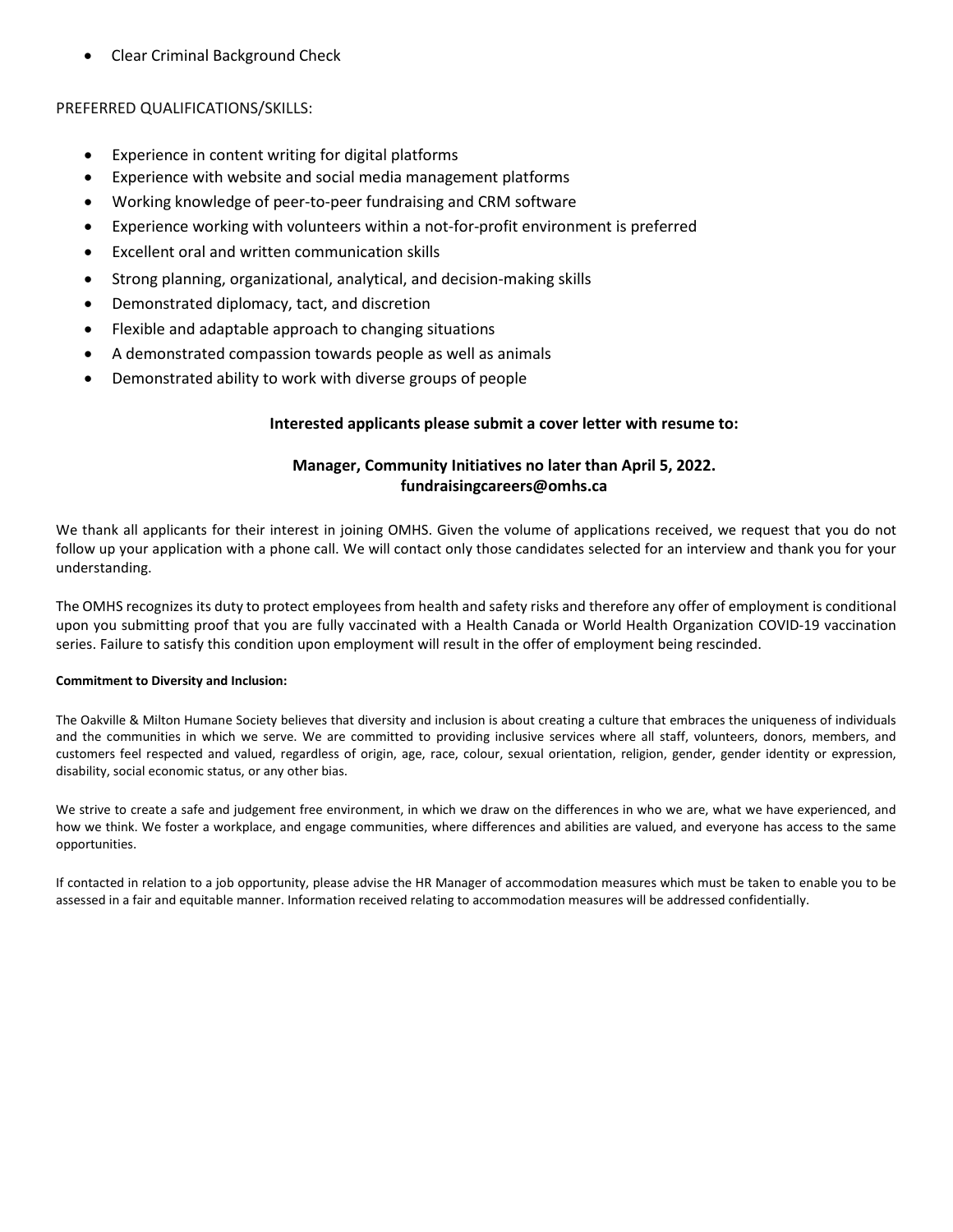- Clear Criminal Background Check

PREFERRED QUALIFICATIONS/SKILLS:

- Experience in content writing for digital platforms
- Experience with website and social media management platforms
- Working knowledge of peer-to-peer fundraising and CRM software
- Experience working with volunteers within a not-for-profit environment is preferred
- Excellent oral and written communication skills
- Strong planning, organizational, analytical, and decision-making skills
- Demonstrated diplomacy, tact, and discretion
- Flexible and adaptable approach to changing situations
- A demonstrated compassion towards people as well as animals
- Demonstrated ability to work with diverse groups of people

**Interested applicants please submit a cover letter with resume to:**

**Manager, Community Initiatives no later than April 5, 2022.**
**fundraisingcareers@omhs.ca**

We thank all applicants for their interest in joining OMHS. Given the volume of applications received, we request that you do not follow up your application with a phone call. We will contact only those candidates selected for an interview and thank you for your understanding.

The OMHS recognizes its duty to protect employees from health and safety risks and therefore any offer of employment is conditional upon you submitting proof that you are fully vaccinated with a Health Canada or World Health Organization COVID-19 vaccination series. Failure to satisfy this condition upon employment will result in the offer of employment being rescinded.

**Commitment to Diversity and Inclusion:**

The Oakville & Milton Humane Society believes that diversity and inclusion is about creating a culture that embraces the uniqueness of individuals and the communities in which we serve. We are committed to providing inclusive services where all staff, volunteers, donors, members, and customers feel respected and valued, regardless of origin, age, race, colour, sexual orientation, religion, gender, gender identity or expression, disability, social economic status, or any other bias.

We strive to create a safe and judgement free environment, in which we draw on the differences in who we are, what we have experienced, and how we think. We foster a workplace, and engage communities, where differences and abilities are valued, and everyone has access to the same opportunities.

If contacted in relation to a job opportunity, please advise the HR Manager of accommodation measures which must be taken to enable you to be assessed in a fair and equitable manner. Information received relating to accommodation measures will be addressed confidentially.